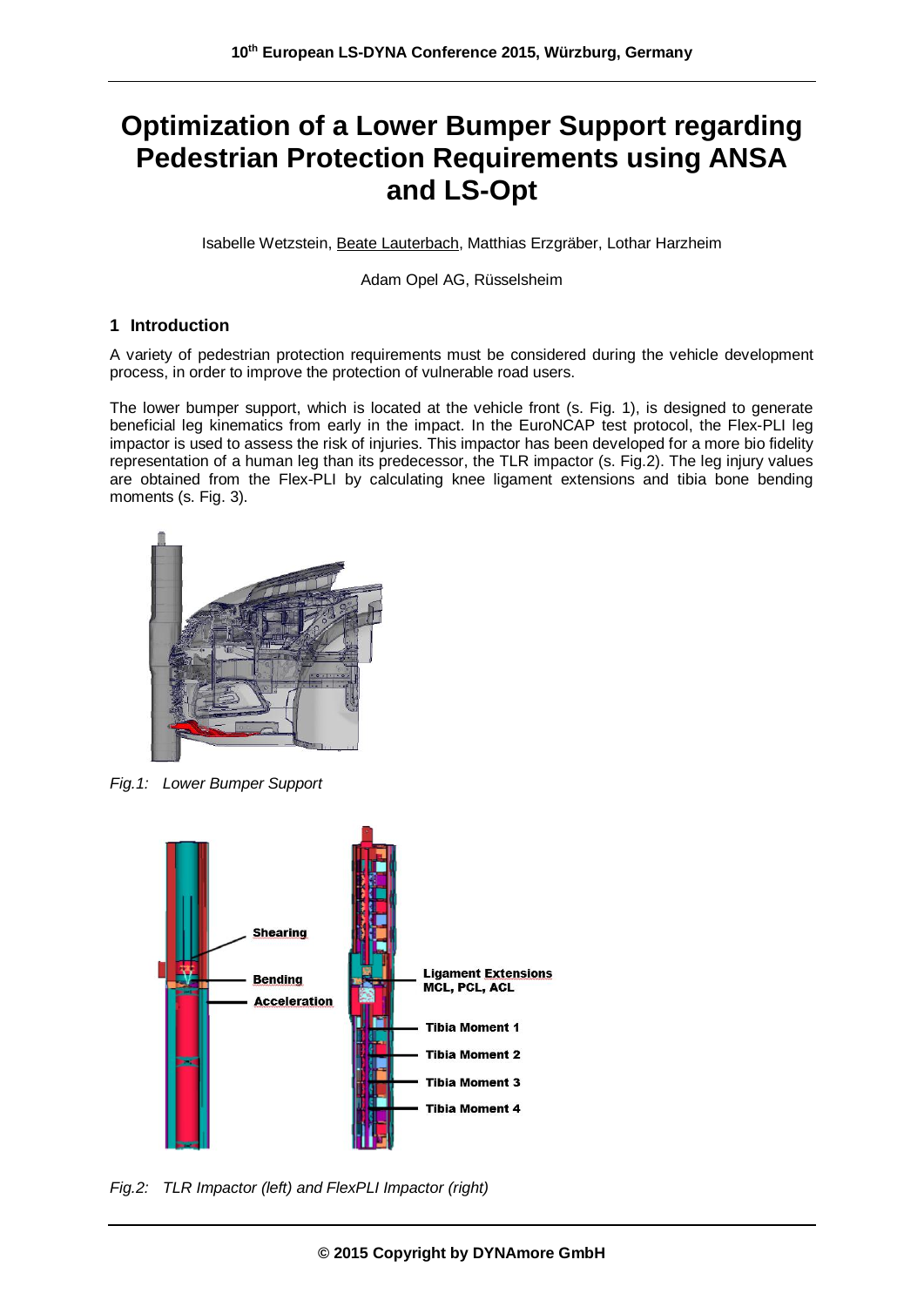# Optimization of a Lower Bumper Support regarding Pedestrian Protection Requirements using ANSA and LS-Opt

Isabelle Wetzstein, Beate Lauterbach, Matthias Erzgräber, Lothar Harzheim

Adam Opel AG, Rüsselsheim

## 1 Introduction

A variety of pedestrian protection requirements must be considered during the vehicle development process, in order to improve the protection of vulnerable road users.

The lower bumper support, which is located at the vehicle front (s. Fig. 1), is designed to generate beneficial leg kinematics from early in the impact. In the EuroNCAP test protocol, the Flex-PLI leg impactor is used to assess the risk of injuries. This impactor has been developed for a more bio fidelity representation of a human leg than its predecessor, the TLR impactor (s. Fig.2). The leg injury values are obtained from the Flex-PLI by calculating knee ligament extensions and tibia bone bending moments (s. Fig. 3).

*Fig.1: Lower Bumper Support*

*Fig.2: TLR Impactor (left) and FlexPLI Impactor (right)*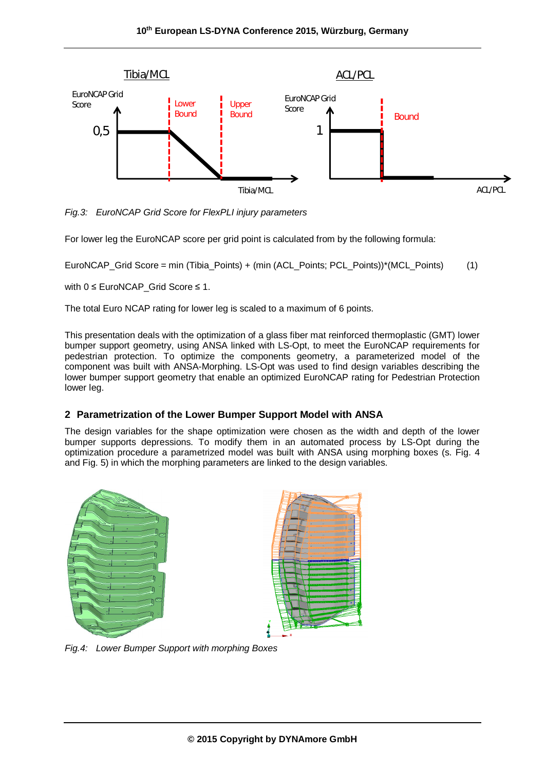*Fig.3: EuroNCAP Grid Score for FlexPLI injury parameters*

For lower leg the EuroNCAP score per grid point is calculated from by the following formula:

EuroNCAP_Grid Score = min (Tibia_Points) + (min (ACL_Points; PCL_Points))*(MCL_Points) (1)

with 0 ≤ EuroNCAP_Grid Score ≤ 1.

The total Euro NCAP rating for lower leg is scaled to a maximum of 6 points.

This presentation deals with the optimization of a glass fiber mat reinforced thermoplastic (GMT) lower bumper support geometry, using ANSA linked with LS-Opt, to meet the EuroNCAP requirements for pedestrian protection. To optimize the components geometry, a parameterized model of the component was built with ANSA-Morphing. LS-Opt was used to find design variables describing the lower bumper support geometry that enable an optimized EuroNCAP rating for Pedestrian Protection lower leg.

## 2 Parametrization of the Lower Bumper Support Model with ANSA

The design variables for the shape optimization were chosen as the width and depth of the lower bumper supports depressions. To modify them in an automated process by LS-Opt during the optimization procedure a parametrized model was built with ANSA using morphing boxes (s. Fig. 4 and Fig. 5) in which the morphing parameters are linked to the design variables.

*Fig.4: Lower Bumper Support with morphing Boxes*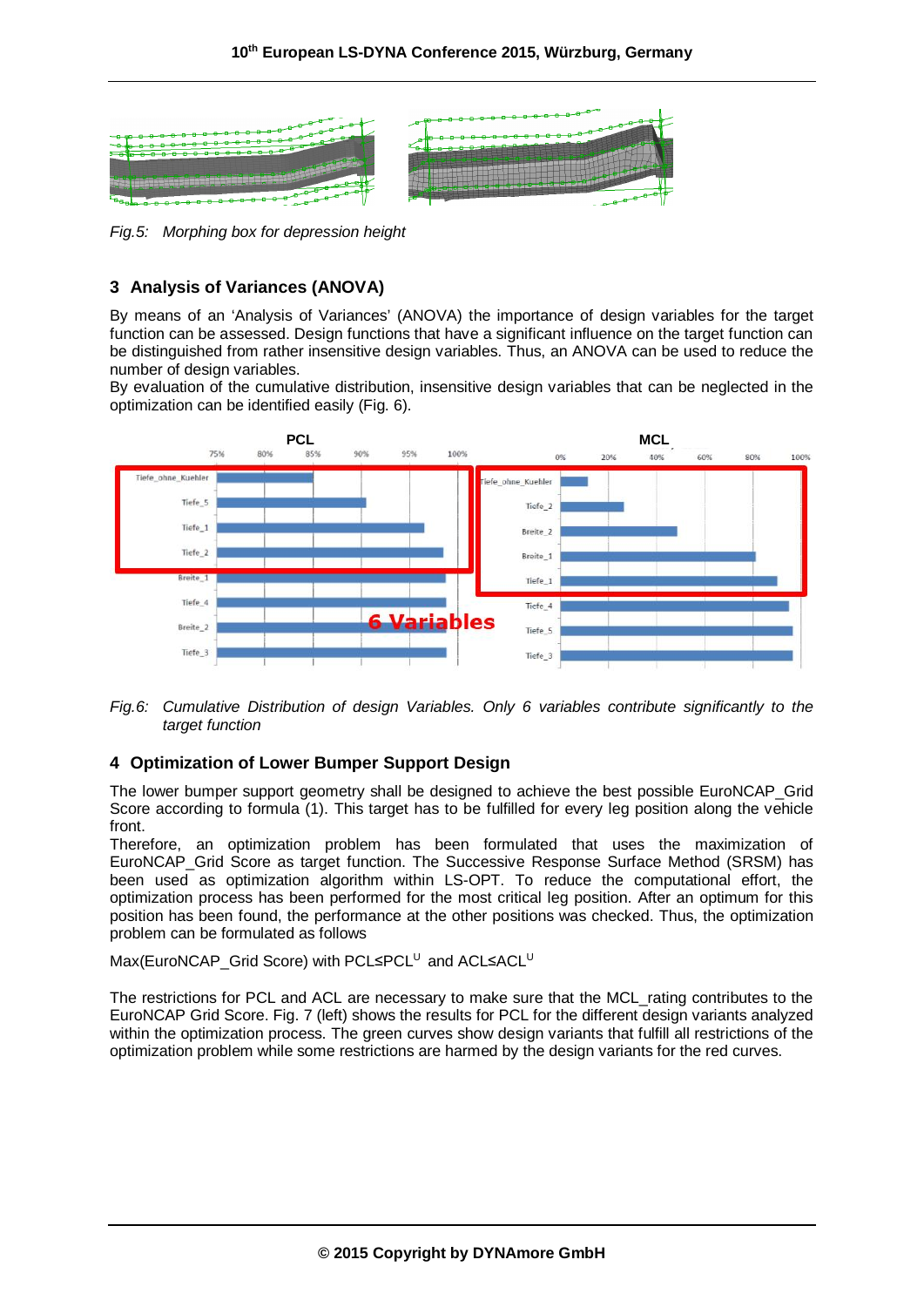*Fig.5: Morphing box for depression height*

## 3 Analysis of Variances (ANOVA)

By means of an 'Analysis of Variances' (ANOVA) the importance of design variables for the target function can be assessed. Design functions that have a significant influence on the target function can be distinguished from rather insensitive design variables. Thus, an ANOVA can be used to reduce the number of design variables.
By evaluation of the cumulative distribution, insensitive design variables that can be neglected in the optimization can be identified easily (Fig. 6).

*Fig.6: Cumulative Distribution of design Variables. Only 6 variables contribute significantly to the target function*

## 4 Optimization of Lower Bumper Support Design

The lower bumper support geometry shall be designed to achieve the best possible EuroNCAP_Grid Score according to formula (1). This target has to be fulfilled for every leg position along the vehicle front.
Therefore, an optimization problem has been formulated that uses the maximization of EuroNCAP_Grid Score as target function. The Successive Response Surface Method (SRSM) has been used as optimization algorithm within LS-OPT. To reduce the computational effort, the optimization process has been performed for the most critical leg position. After an optimum for this position has been found, the performance at the other positions was checked. Thus, the optimization problem can be formulated as follows

Max(EuroNCAP_Grid Score) with $PCL \leq PCL^U$ and $ACL \leq ACL^U$

The restrictions for PCL and ACL are necessary to make sure that the MCL_rating contributes to the EuroNCAP Grid Score. Fig. 7 (left) shows the results for PCL for the different design variants analyzed within the optimization process. The green curves show design variants that fulfill all restrictions of the optimization problem while some restrictions are harmed by the design variants for the red curves.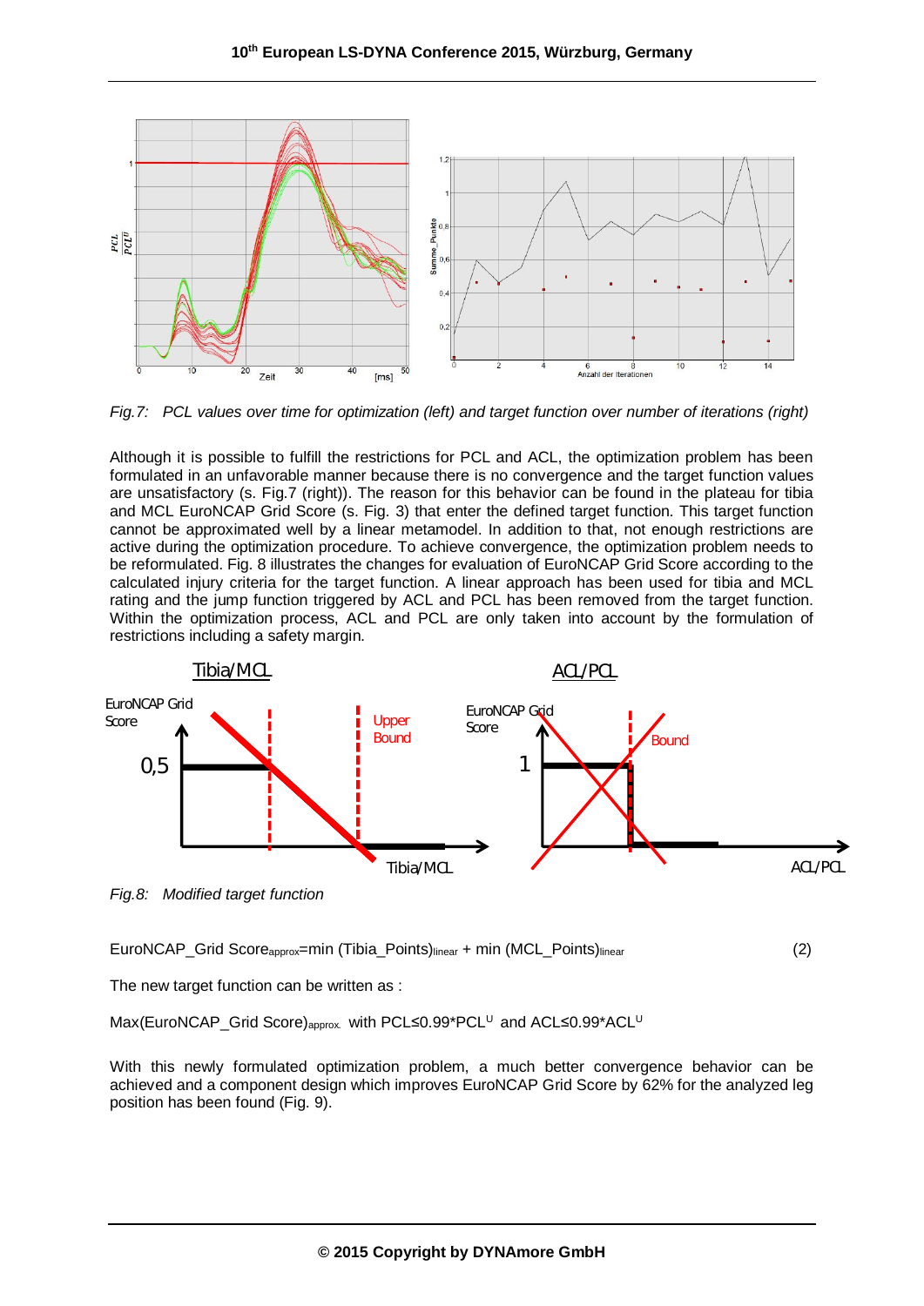*Fig.7: PCL values over time for optimization (left) and target function over number of iterations (right)*

Although it is possible to fulfill the restrictions for PCL and ACL, the optimization problem has been formulated in an unfavorable manner because there is no convergence and the target function values are unsatisfactory (s. Fig.7 (right)). The reason for this behavior can be found in the plateau for tibia and MCL EuroNCAP Grid Score (s. Fig. 3) that enter the defined target function. This target function cannot be approximated well by a linear metamodel. In addition to that, not enough restrictions are active during the optimization procedure. To achieve convergence, the optimization problem needs to be reformulated. Fig. 8 illustrates the changes for evaluation of EuroNCAP Grid Score according to the calculated injury criteria for the target function. A linear approach has been used for tibia and MCL rating and the jump function triggered by ACL and PCL has been removed from the target function. Within the optimization process, ACL and PCL are only taken into account by the formulation of restrictions including a safety margin.

*Fig.8: Modified target function*

$$\text{EuroNCAP\_Grid Score}_{approx} = \min(\text{Tibia\_Points})_{linear} + \min(\text{MCL\_Points})_{linear} \quad (2)$$

The new target function can be written as :

$\text{Max}(\text{EuroNCAP\_Grid Score})_{approx.}$ with $PCL \leq 0.99 \cdot PCL^U$ and $ACL \leq 0.99 \cdot ACL^U$

With this newly formulated optimization problem, a much better convergence behavior can be achieved and a component design which improves EuroNCAP Grid Score by 62% for the analyzed leg position has been found (Fig. 9).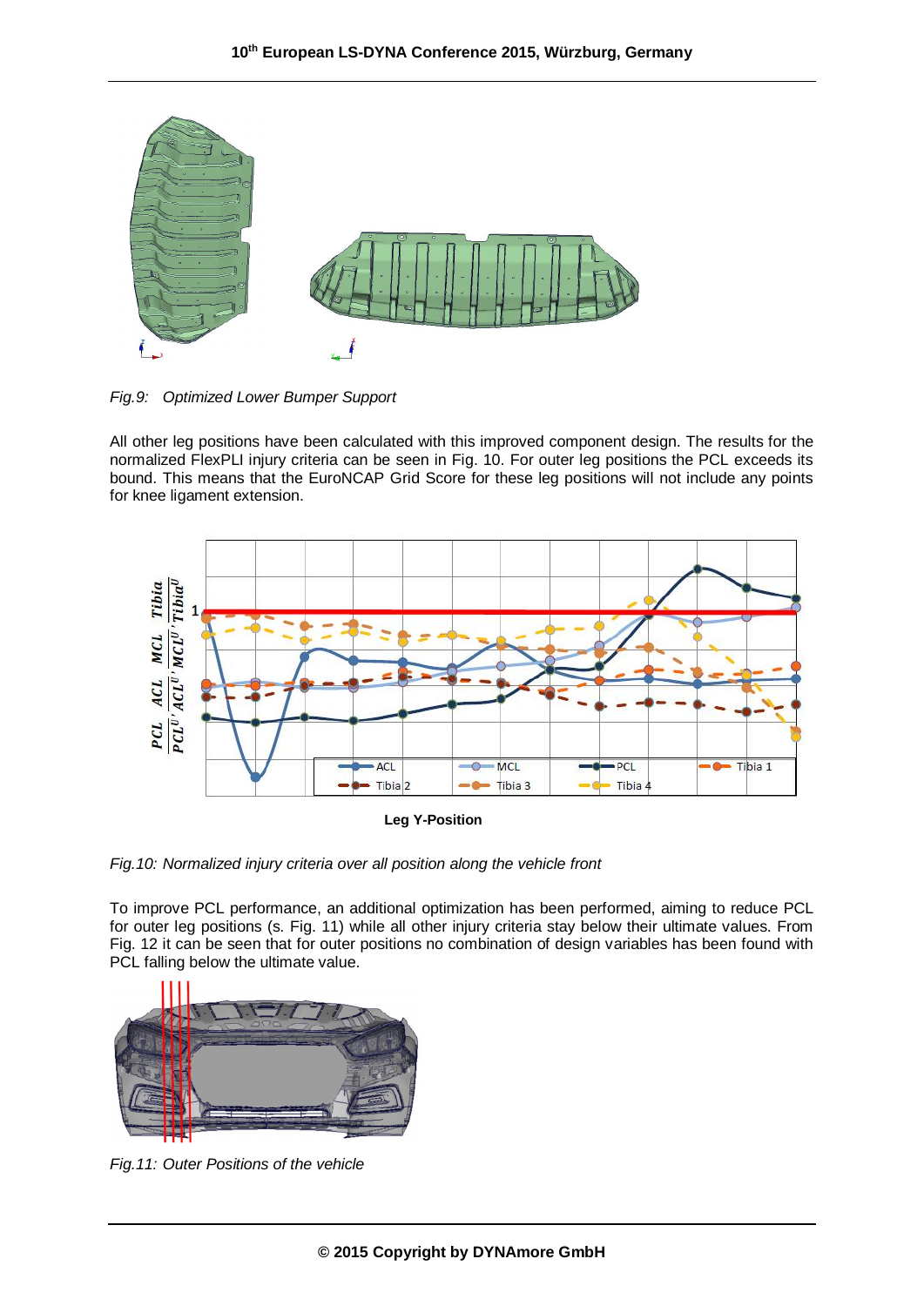*Fig.9: Optimized Lower Bumper Support*

All other leg positions have been calculated with this improved component design. The results for the normalized FlexPLI injury criteria can be seen in Fig. 10. For outer leg positions the PCL exceeds its bound. This means that the EuroNCAP Grid Score for these leg positions will not include any points for knee ligament extension.

*Fig.10: Normalized injury criteria over all position along the vehicle front*

To improve PCL performance, an additional optimization has been performed, aiming to reduce PCL for outer leg positions (s. Fig. 11) while all other injury criteria stay below their ultimate values. From Fig. 12 it can be seen that for outer positions no combination of design variables has been found with PCL falling below the ultimate value.

*Fig.11: Outer Positions of the vehicle*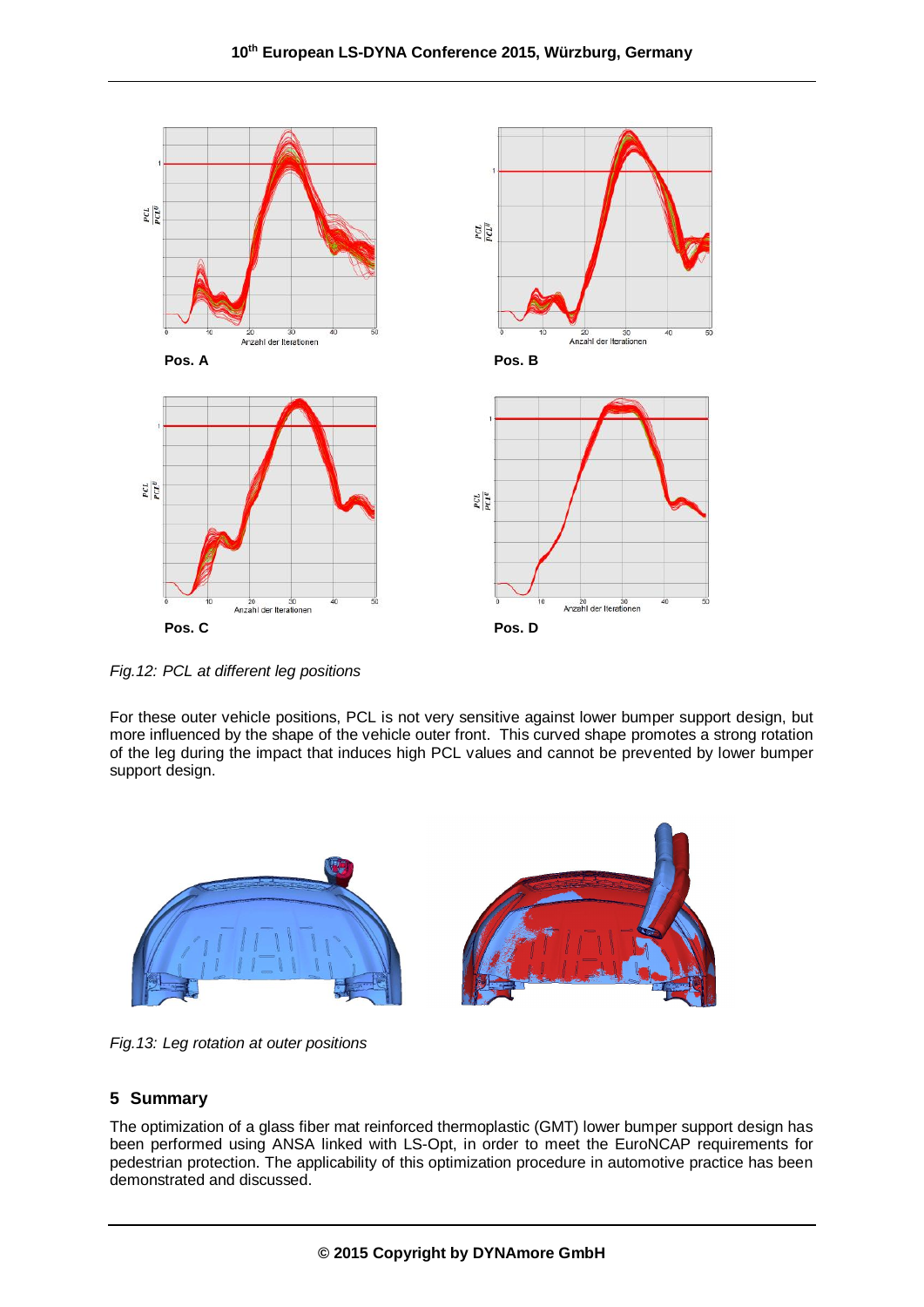Pos. A

Pos. B

Pos. C

Pos. D

*Fig.12: PCL at different leg positions*

For these outer vehicle positions, PCL is not very sensitive against lower bumper support design, but more influenced by the shape of the vehicle outer front. This curved shape promotes a strong rotation of the leg during the impact that induces high PCL values and cannot be prevented by lower bumper support design.

*Fig.13: Leg rotation at outer positions*

## 5 Summary

The optimization of a glass fiber mat reinforced thermoplastic (GMT) lower bumper support design has been performed using ANSA linked with LS-Opt, in order to meet the EuroNCAP requirements for pedestrian protection. The applicability of this optimization procedure in automotive practice has been demonstrated and discussed.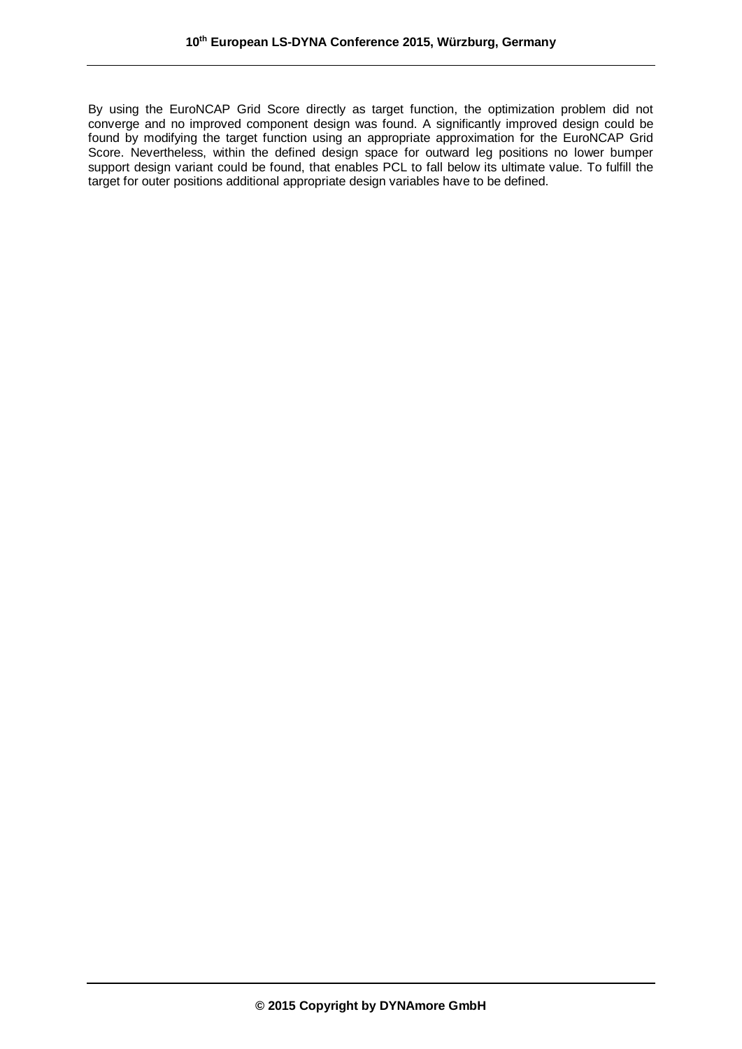By using the EuroNCAP Grid Score directly as target function, the optimization problem did not converge and no improved component design was found. A significantly improved design could be found by modifying the target function using an appropriate approximation for the EuroNCAP Grid Score. Nevertheless, within the defined design space for outward leg positions no lower bumper support design variant could be found, that enables PCL to fall below its ultimate value. To fulfill the target for outer positions additional appropriate design variables have to be defined.